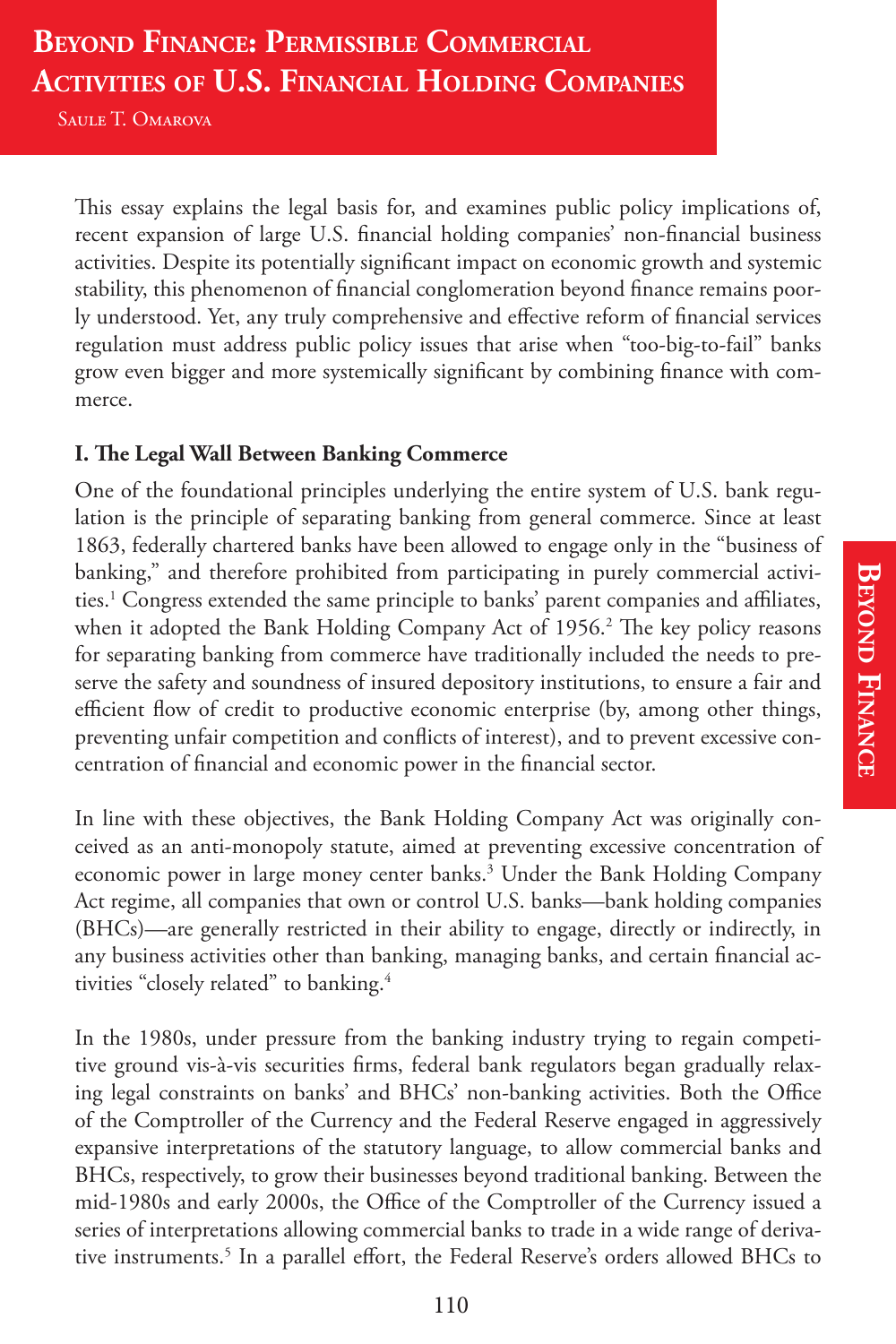# Beyond Finance: Permissible Commercial Activities of U.S. Financial Holding Companies

Saule T. Omarova

This essay explains the legal basis for, and examines public policy implications of, recent expansion of large U.S. financial holding companies' non-financial business activities. Despite its potentially significant impact on economic growth and systemic stability, this phenomenon of financial conglomeration beyond finance remains poorly understood. Yet, any truly comprehensive and effective reform of financial services regulation must address public policy issues that arise when "too-big-to-fail" banks grow even bigger and more systemically significant by combining finance with commerce.

## I. The Legal Wall Between Banking Commerce

One of the foundational principles underlying the entire system of U.S. bank regulation is the principle of separating banking from general commerce. Since at least 1863, federally chartered banks have been allowed to engage only in the "business of banking," and therefore prohibited from participating in purely commercial activities.[1] Congress extended the same principle to banks' parent companies and affiliates, when it adopted the Bank Holding Company Act of 1956.[2] The key policy reasons for separating banking from commerce have traditionally included the needs to preserve the safety and soundness of insured depository institutions, to ensure a fair and efficient flow of credit to productive economic enterprise (by, among other things, preventing unfair competition and conflicts of interest), and to prevent excessive concentration of financial and economic power in the financial sector.

In line with these objectives, the Bank Holding Company Act was originally conceived as an anti-monopoly statute, aimed at preventing excessive concentration of economic power in large money center banks.[3] Under the Bank Holding Company Act regime, all companies that own or control U.S. banks—bank holding companies (BHCs)—are generally restricted in their ability to engage, directly or indirectly, in any business activities other than banking, managing banks, and certain financial activities "closely related" to banking.[4]

In the 1980s, under pressure from the banking industry trying to regain competitive ground vis-à-vis securities firms, federal bank regulators began gradually relaxing legal constraints on banks' and BHCs' non-banking activities. Both the Office of the Comptroller of the Currency and the Federal Reserve engaged in aggressively expansive interpretations of the statutory language, to allow commercial banks and BHCs, respectively, to grow their businesses beyond traditional banking. Between the mid-1980s and early 2000s, the Office of the Comptroller of the Currency issued a series of interpretations allowing commercial banks to trade in a wide range of derivative instruments.[5] In a parallel effort, the Federal Reserve's orders allowed BHCs to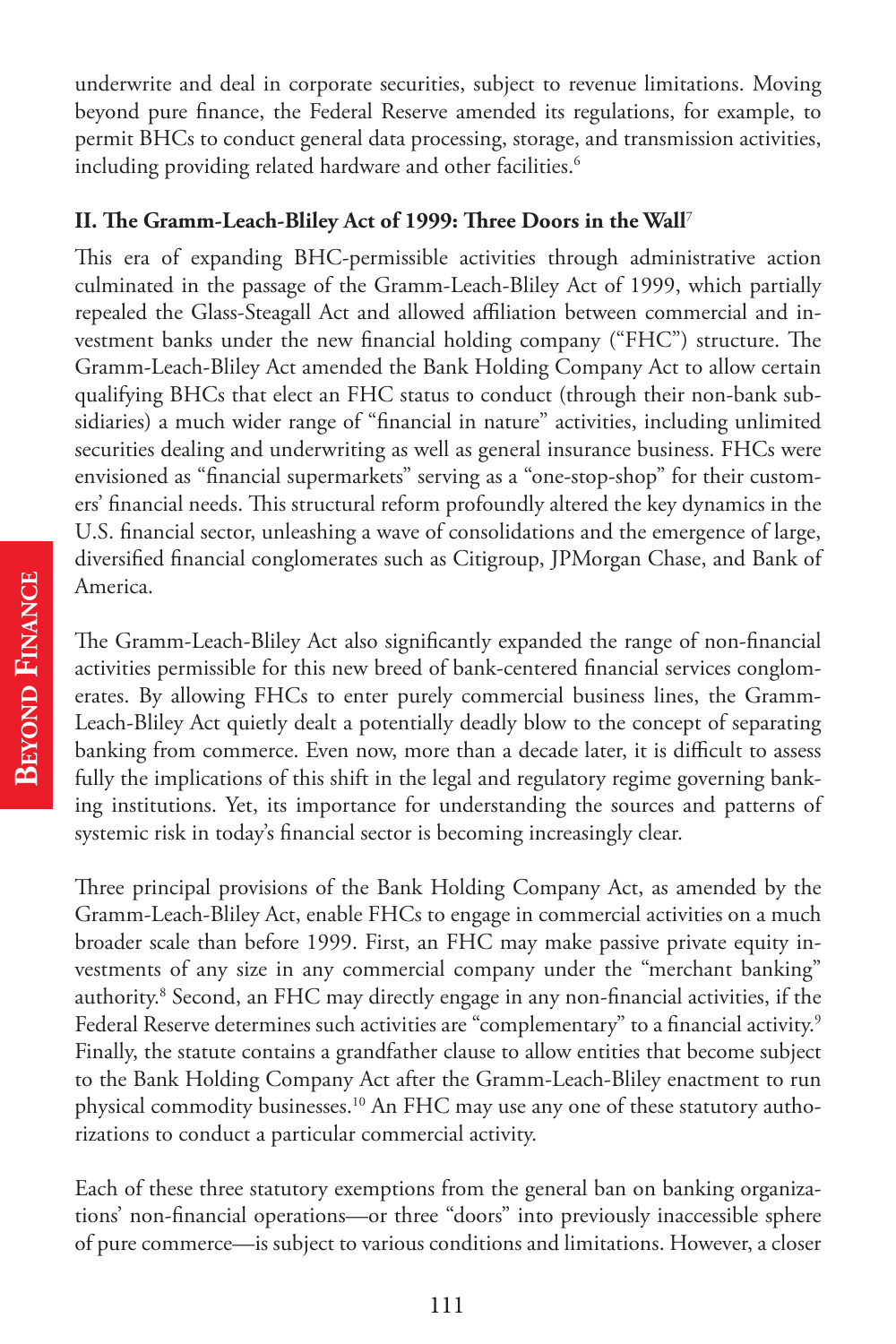underwrite and deal in corporate securities, subject to revenue limitations. Moving beyond pure finance, the Federal Reserve amended its regulations, for example, to permit BHCs to conduct general data processing, storage, and transmission activities, including providing related hardware and other facilities.[6]

## II. The Gramm-Leach-Bliley Act of 1999: Three Doors in the Wall[7]

This era of expanding BHC-permissible activities through administrative action culminated in the passage of the Gramm-Leach-Bliley Act of 1999, which partially repealed the Glass-Steagall Act and allowed affiliation between commercial and investment banks under the new financial holding company ("FHC") structure. The Gramm-Leach-Bliley Act amended the Bank Holding Company Act to allow certain qualifying BHCs that elect an FHC status to conduct (through their non-bank subsidiaries) a much wider range of "financial in nature" activities, including unlimited securities dealing and underwriting as well as general insurance business. FHCs were envisioned as "financial supermarkets" serving as a "one-stop-shop" for their customers' financial needs. This structural reform profoundly altered the key dynamics in the U.S. financial sector, unleashing a wave of consolidations and the emergence of large, diversified financial conglomerates such as Citigroup, JPMorgan Chase, and Bank of America.

The Gramm-Leach-Bliley Act also significantly expanded the range of non-financial activities permissible for this new breed of bank-centered financial services conglomerates. By allowing FHCs to enter purely commercial business lines, the Gramm-Leach-Bliley Act quietly dealt a potentially deadly blow to the concept of separating banking from commerce. Even now, more than a decade later, it is difficult to assess fully the implications of this shift in the legal and regulatory regime governing banking institutions. Yet, its importance for understanding the sources and patterns of systemic risk in today's financial sector is becoming increasingly clear.

Three principal provisions of the Bank Holding Company Act, as amended by the Gramm-Leach-Bliley Act, enable FHCs to engage in commercial activities on a much broader scale than before 1999. First, an FHC may make passive private equity investments of any size in any commercial company under the "merchant banking" authority.[8] Second, an FHC may directly engage in any non-financial activities, if the Federal Reserve determines such activities are "complementary" to a financial activity.[9] Finally, the statute contains a grandfather clause to allow entities that become subject to the Bank Holding Company Act after the Gramm-Leach-Bliley enactment to run physical commodity businesses.[10] An FHC may use any one of these statutory authorizations to conduct a particular commercial activity.

Each of these three statutory exemptions from the general ban on banking organizations' non-financial operations—or three "doors" into previously inaccessible sphere of pure commerce—is subject to various conditions and limitations. However, a closer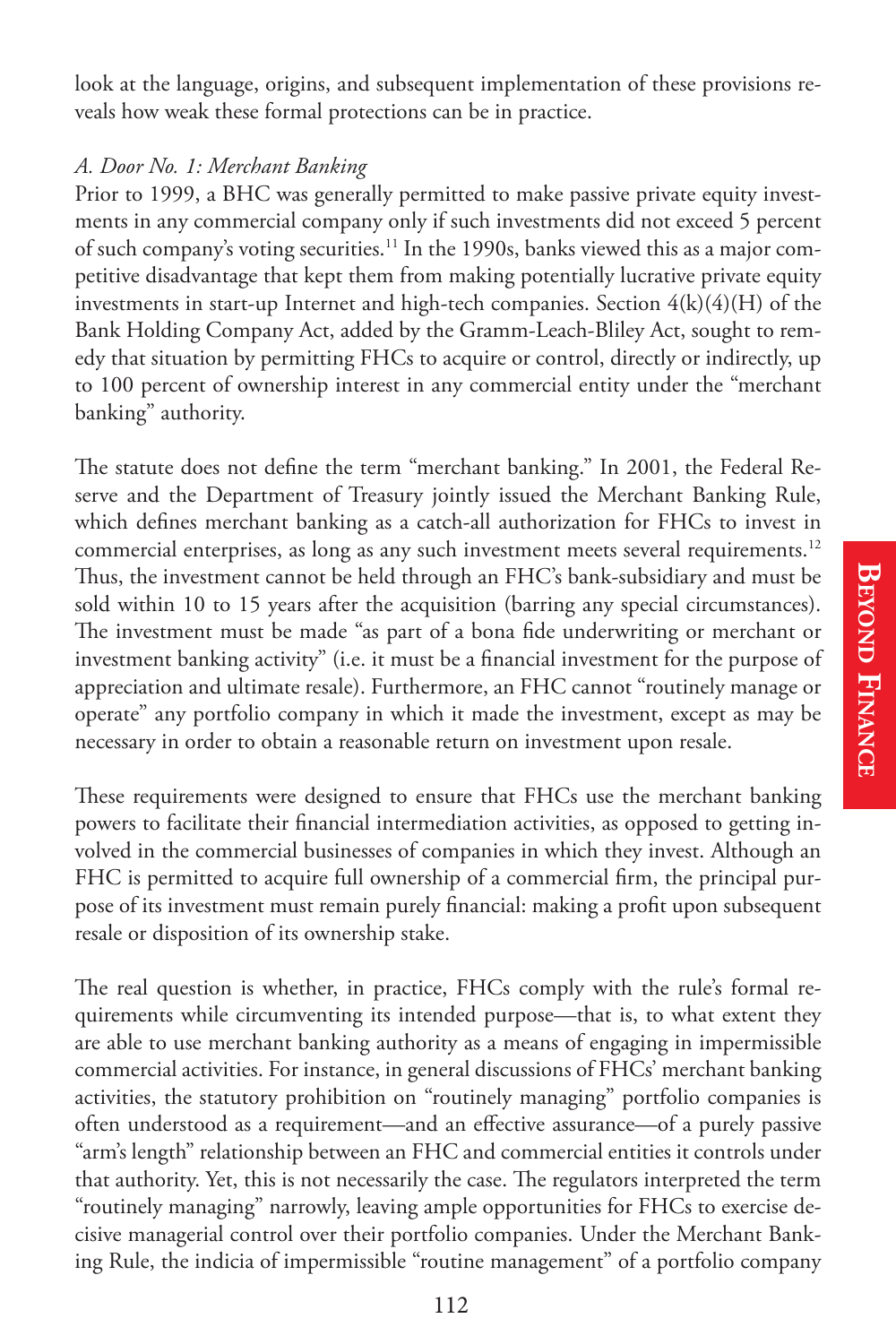look at the language, origins, and subsequent implementation of these provisions reveals how weak these formal protections can be in practice.

*A. Door No. 1: Merchant Banking*

Prior to 1999, a BHC was generally permitted to make passive private equity investments in any commercial company only if such investments did not exceed 5 percent of such company's voting securities.[11] In the 1990s, banks viewed this as a major competitive disadvantage that kept them from making potentially lucrative private equity investments in start-up Internet and high-tech companies. Section 4(k)(4)(H) of the Bank Holding Company Act, added by the Gramm-Leach-Bliley Act, sought to remedy that situation by permitting FHCs to acquire or control, directly or indirectly, up to 100 percent of ownership interest in any commercial entity under the "merchant banking" authority.

The statute does not define the term "merchant banking." In 2001, the Federal Reserve and the Department of Treasury jointly issued the Merchant Banking Rule, which defines merchant banking as a catch-all authorization for FHCs to invest in commercial enterprises, as long as any such investment meets several requirements.[12] Thus, the investment cannot be held through an FHC's bank-subsidiary and must be sold within 10 to 15 years after the acquisition (barring any special circumstances). The investment must be made "as part of a bona fide underwriting or merchant or investment banking activity" (i.e. it must be a financial investment for the purpose of appreciation and ultimate resale). Furthermore, an FHC cannot "routinely manage or operate" any portfolio company in which it made the investment, except as may be necessary in order to obtain a reasonable return on investment upon resale.

These requirements were designed to ensure that FHCs use the merchant banking powers to facilitate their financial intermediation activities, as opposed to getting involved in the commercial businesses of companies in which they invest. Although an FHC is permitted to acquire full ownership of a commercial firm, the principal purpose of its investment must remain purely financial: making a profit upon subsequent resale or disposition of its ownership stake.

The real question is whether, in practice, FHCs comply with the rule's formal requirements while circumventing its intended purpose—that is, to what extent they are able to use merchant banking authority as a means of engaging in impermissible commercial activities. For instance, in general discussions of FHCs' merchant banking activities, the statutory prohibition on "routinely managing" portfolio companies is often understood as a requirement—and an effective assurance—of a purely passive "arm's length" relationship between an FHC and commercial entities it controls under that authority. Yet, this is not necessarily the case. The regulators interpreted the term "routinely managing" narrowly, leaving ample opportunities for FHCs to exercise decisive managerial control over their portfolio companies. Under the Merchant Banking Rule, the indicia of impermissible "routine management" of a portfolio company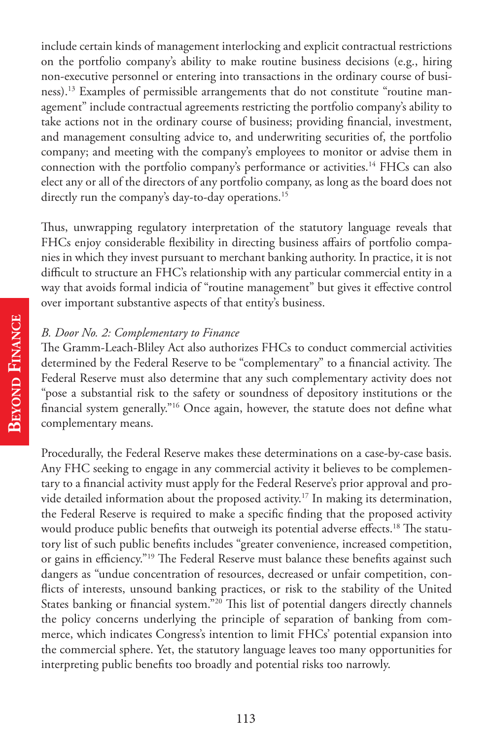include certain kinds of management interlocking and explicit contractual restrictions on the portfolio company's ability to make routine business decisions (e.g., hiring non-executive personnel or entering into transactions in the ordinary course of business).[13] Examples of permissible arrangements that do not constitute "routine management" include contractual agreements restricting the portfolio company's ability to take actions not in the ordinary course of business; providing financial, investment, and management consulting advice to, and underwriting securities of, the portfolio company; and meeting with the company's employees to monitor or advise them in connection with the portfolio company's performance or activities.[14] FHCs can also elect any or all of the directors of any portfolio company, as long as the board does not directly run the company's day-to-day operations.[15]

Thus, unwrapping regulatory interpretation of the statutory language reveals that FHCs enjoy considerable flexibility in directing business affairs of portfolio companies in which they invest pursuant to merchant banking authority. In practice, it is not difficult to structure an FHC's relationship with any particular commercial entity in a way that avoids formal indicia of "routine management" but gives it effective control over important substantive aspects of that entity's business.

*B. Door No. 2: Complementary to Finance*

The Gramm-Leach-Bliley Act also authorizes FHCs to conduct commercial activities determined by the Federal Reserve to be "complementary" to a financial activity. The Federal Reserve must also determine that any such complementary activity does not "pose a substantial risk to the safety or soundness of depository institutions or the financial system generally."[16] Once again, however, the statute does not define what complementary means.

Procedurally, the Federal Reserve makes these determinations on a case-by-case basis. Any FHC seeking to engage in any commercial activity it believes to be complementary to a financial activity must apply for the Federal Reserve's prior approval and provide detailed information about the proposed activity.[17] In making its determination, the Federal Reserve is required to make a specific finding that the proposed activity would produce public benefits that outweigh its potential adverse effects.[18] The statutory list of such public benefits includes "greater convenience, increased competition, or gains in efficiency."[19] The Federal Reserve must balance these benefits against such dangers as "undue concentration of resources, decreased or unfair competition, conflicts of interests, unsound banking practices, or risk to the stability of the United States banking or financial system."[20] This list of potential dangers directly channels the policy concerns underlying the principle of separation of banking from commerce, which indicates Congress's intention to limit FHCs' potential expansion into the commercial sphere. Yet, the statutory language leaves too many opportunities for interpreting public benefits too broadly and potential risks too narrowly.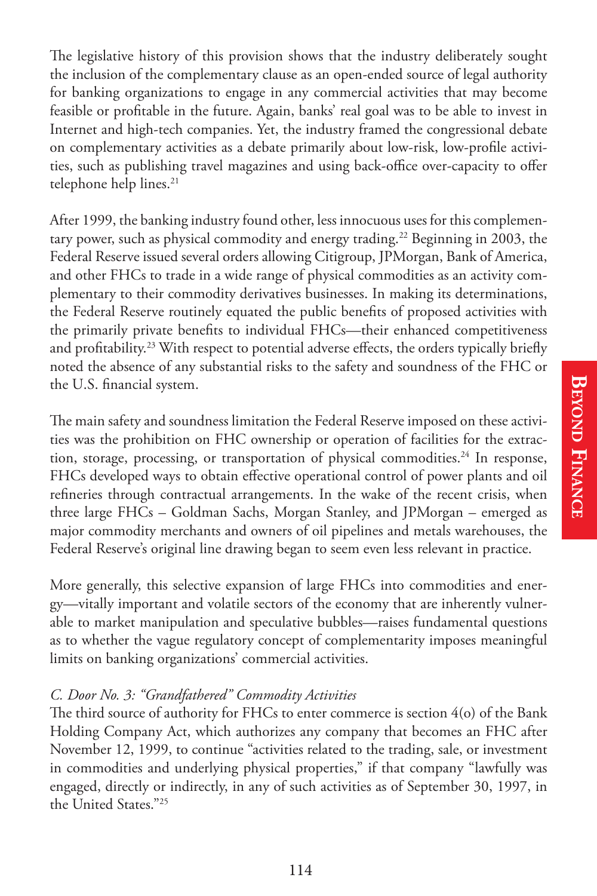The legislative history of this provision shows that the industry deliberately sought the inclusion of the complementary clause as an open-ended source of legal authority for banking organizations to engage in any commercial activities that may become feasible or profitable in the future. Again, banks' real goal was to be able to invest in Internet and high-tech companies. Yet, the industry framed the congressional debate on complementary activities as a debate primarily about low-risk, low-profile activities, such as publishing travel magazines and using back-office over-capacity to offer telephone help lines.[21]

After 1999, the banking industry found other, less innocuous uses for this complementary power, such as physical commodity and energy trading.[22] Beginning in 2003, the Federal Reserve issued several orders allowing Citigroup, JPMorgan, Bank of America, and other FHCs to trade in a wide range of physical commodities as an activity complementary to their commodity derivatives businesses. In making its determinations, the Federal Reserve routinely equated the public benefits of proposed activities with the primarily private benefits to individual FHCs—their enhanced competitiveness and profitability.[23] With respect to potential adverse effects, the orders typically briefly noted the absence of any substantial risks to the safety and soundness of the FHC or the U.S. financial system.

The main safety and soundness limitation the Federal Reserve imposed on these activities was the prohibition on FHC ownership or operation of facilities for the extraction, storage, processing, or transportation of physical commodities.[24] In response, FHCs developed ways to obtain effective operational control of power plants and oil refineries through contractual arrangements. In the wake of the recent crisis, when three large FHCs – Goldman Sachs, Morgan Stanley, and JPMorgan – emerged as major commodity merchants and owners of oil pipelines and metals warehouses, the Federal Reserve's original line drawing began to seem even less relevant in practice.

More generally, this selective expansion of large FHCs into commodities and energy—vitally important and volatile sectors of the economy that are inherently vulnerable to market manipulation and speculative bubbles—raises fundamental questions as to whether the vague regulatory concept of complementarity imposes meaningful limits on banking organizations' commercial activities.

*C. Door No. 3: "Grandfathered" Commodity Activities*

The third source of authority for FHCs to enter commerce is section 4(o) of the Bank Holding Company Act, which authorizes any company that becomes an FHC after November 12, 1999, to continue "activities related to the trading, sale, or investment in commodities and underlying physical properties," if that company "lawfully was engaged, directly or indirectly, in any of such activities as of September 30, 1997, in the United States."[25]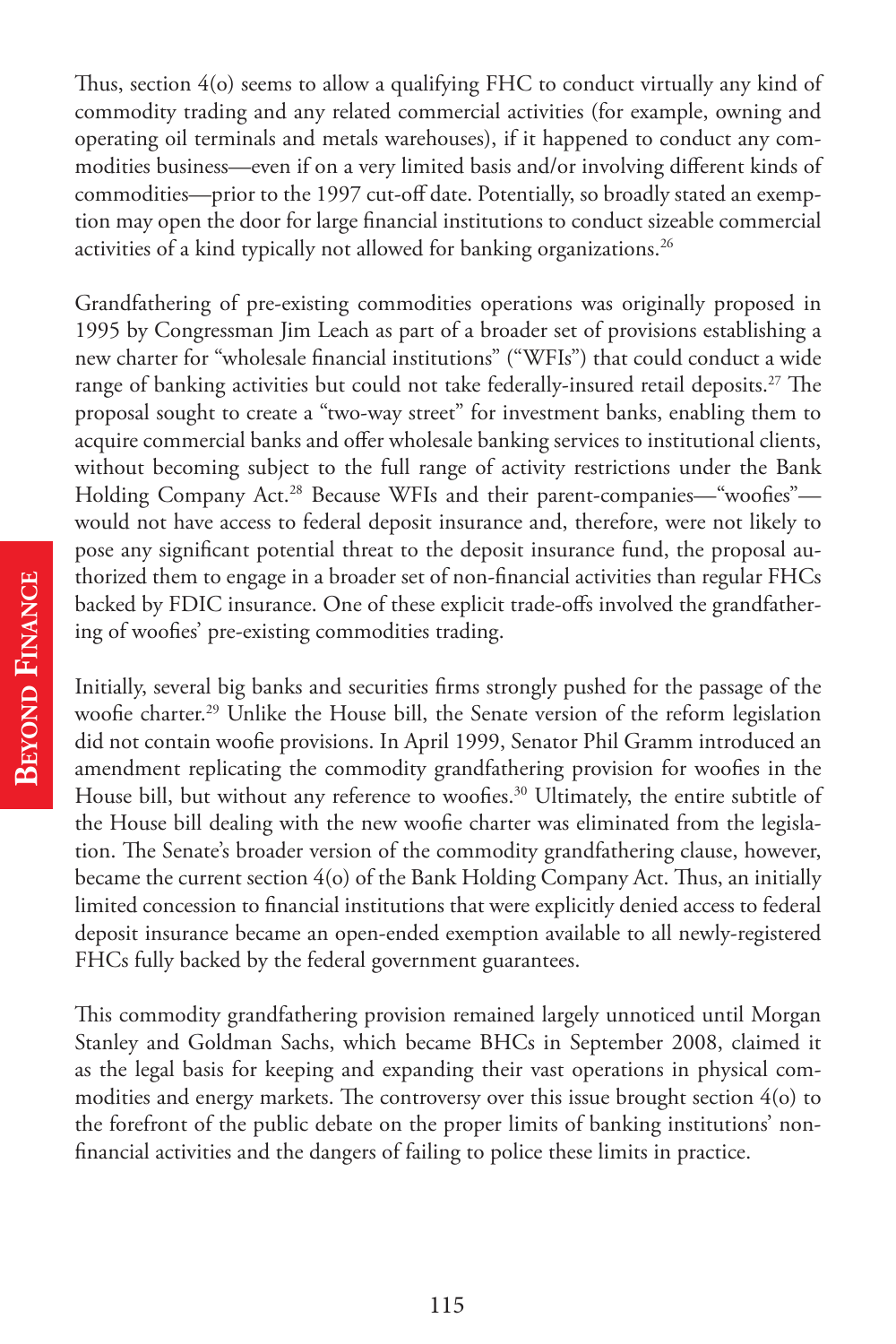Thus, section 4(o) seems to allow a qualifying FHC to conduct virtually any kind of commodity trading and any related commercial activities (for example, owning and operating oil terminals and metals warehouses), if it happened to conduct any commodities business—even if on a very limited basis and/or involving different kinds of commodities—prior to the 1997 cut-off date. Potentially, so broadly stated an exemption may open the door for large financial institutions to conduct sizeable commercial activities of a kind typically not allowed for banking organizations.[26]

Grandfathering of pre-existing commodities operations was originally proposed in 1995 by Congressman Jim Leach as part of a broader set of provisions establishing a new charter for "wholesale financial institutions" ("WFIs") that could conduct a wide range of banking activities but could not take federally-insured retail deposits.[27] The proposal sought to create a "two-way street" for investment banks, enabling them to acquire commercial banks and offer wholesale banking services to institutional clients, without becoming subject to the full range of activity restrictions under the Bank Holding Company Act.[28] Because WFIs and their parent-companies—"woofies"—would not have access to federal deposit insurance and, therefore, were not likely to pose any significant potential threat to the deposit insurance fund, the proposal authorized them to engage in a broader set of non-financial activities than regular FHCs backed by FDIC insurance. One of these explicit trade-offs involved the grandfathering of woofies' pre-existing commodities trading.

Initially, several big banks and securities firms strongly pushed for the passage of the woofie charter.[29] Unlike the House bill, the Senate version of the reform legislation did not contain woofie provisions. In April 1999, Senator Phil Gramm introduced an amendment replicating the commodity grandfathering provision for woofies in the House bill, but without any reference to woofies.[30] Ultimately, the entire subtitle of the House bill dealing with the new woofie charter was eliminated from the legislation. The Senate's broader version of the commodity grandfathering clause, however, became the current section 4(o) of the Bank Holding Company Act. Thus, an initially limited concession to financial institutions that were explicitly denied access to federal deposit insurance became an open-ended exemption available to all newly-registered FHCs fully backed by the federal government guarantees.

This commodity grandfathering provision remained largely unnoticed until Morgan Stanley and Goldman Sachs, which became BHCs in September 2008, claimed it as the legal basis for keeping and expanding their vast operations in physical commodities and energy markets. The controversy over this issue brought section 4(o) to the forefront of the public debate on the proper limits of banking institutions' non-financial activities and the dangers of failing to police these limits in practice.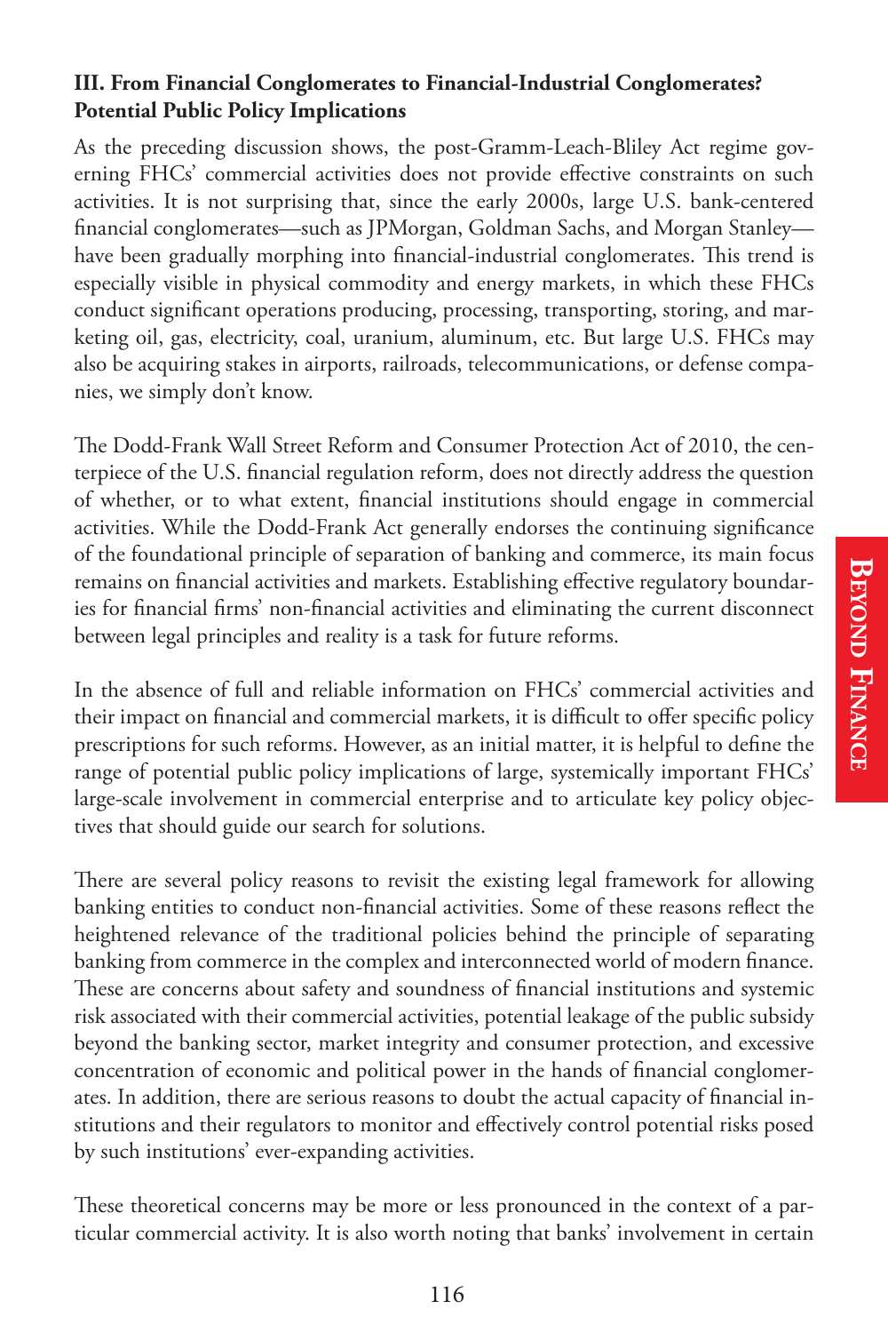**III. From Financial Conglomerates to Financial-Industrial Conglomerates? Potential Public Policy Implications**

As the preceding discussion shows, the post-Gramm-Leach-Bliley Act regime governing FHCs' commercial activities does not provide effective constraints on such activities. It is not surprising that, since the early 2000s, large U.S. bank-centered financial conglomerates—such as JPMorgan, Goldman Sachs, and Morgan Stanley—have been gradually morphing into financial-industrial conglomerates. This trend is especially visible in physical commodity and energy markets, in which these FHCs conduct significant operations producing, processing, transporting, storing, and marketing oil, gas, electricity, coal, uranium, aluminum, etc. But large U.S. FHCs may also be acquiring stakes in airports, railroads, telecommunications, or defense companies, we simply don't know.

The Dodd-Frank Wall Street Reform and Consumer Protection Act of 2010, the centerpiece of the U.S. financial regulation reform, does not directly address the question of whether, or to what extent, financial institutions should engage in commercial activities. While the Dodd-Frank Act generally endorses the continuing significance of the foundational principle of separation of banking and commerce, its main focus remains on financial activities and markets. Establishing effective regulatory boundaries for financial firms' non-financial activities and eliminating the current disconnect between legal principles and reality is a task for future reforms.

In the absence of full and reliable information on FHCs' commercial activities and their impact on financial and commercial markets, it is difficult to offer specific policy prescriptions for such reforms. However, as an initial matter, it is helpful to define the range of potential public policy implications of large, systemically important FHCs' large-scale involvement in commercial enterprise and to articulate key policy objectives that should guide our search for solutions.

There are several policy reasons to revisit the existing legal framework for allowing banking entities to conduct non-financial activities. Some of these reasons reflect the heightened relevance of the traditional policies behind the principle of separating banking from commerce in the complex and interconnected world of modern finance. These are concerns about safety and soundness of financial institutions and systemic risk associated with their commercial activities, potential leakage of the public subsidy beyond the banking sector, market integrity and consumer protection, and excessive concentration of economic and political power in the hands of financial conglomerates. In addition, there are serious reasons to doubt the actual capacity of financial institutions and their regulators to monitor and effectively control potential risks posed by such institutions' ever-expanding activities.

These theoretical concerns may be more or less pronounced in the context of a particular commercial activity. It is also worth noting that banks' involvement in certain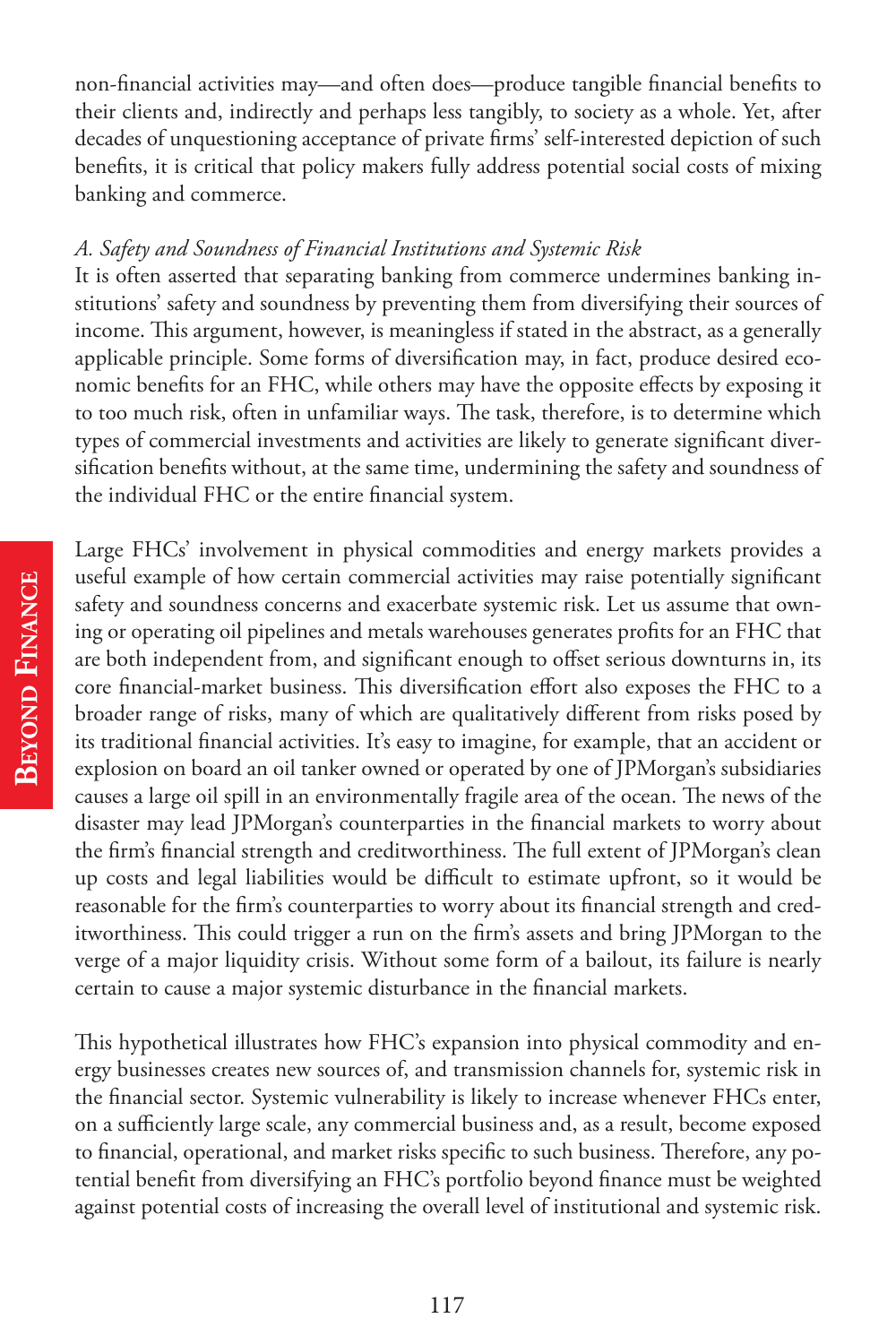non-financial activities may—and often does—produce tangible financial benefits to their clients and, indirectly and perhaps less tangibly, to society as a whole. Yet, after decades of unquestioning acceptance of private firms' self-interested depiction of such benefits, it is critical that policy makers fully address potential social costs of mixing banking and commerce.

*A. Safety and Soundness of Financial Institutions and Systemic Risk*

It is often asserted that separating banking from commerce undermines banking institutions' safety and soundness by preventing them from diversifying their sources of income. This argument, however, is meaningless if stated in the abstract, as a generally applicable principle. Some forms of diversification may, in fact, produce desired economic benefits for an FHC, while others may have the opposite effects by exposing it to too much risk, often in unfamiliar ways. The task, therefore, is to determine which types of commercial investments and activities are likely to generate significant diversification benefits without, at the same time, undermining the safety and soundness of the individual FHC or the entire financial system.

Large FHCs' involvement in physical commodities and energy markets provides a useful example of how certain commercial activities may raise potentially significant safety and soundness concerns and exacerbate systemic risk. Let us assume that owning or operating oil pipelines and metals warehouses generates profits for an FHC that are both independent from, and significant enough to offset serious downturns in, its core financial-market business. This diversification effort also exposes the FHC to a broader range of risks, many of which are qualitatively different from risks posed by its traditional financial activities. It's easy to imagine, for example, that an accident or explosion on board an oil tanker owned or operated by one of JPMorgan's subsidiaries causes a large oil spill in an environmentally fragile area of the ocean. The news of the disaster may lead JPMorgan's counterparties in the financial markets to worry about the firm's financial strength and creditworthiness. The full extent of JPMorgan's clean up costs and legal liabilities would be difficult to estimate upfront, so it would be reasonable for the firm's counterparties to worry about its financial strength and creditworthiness. This could trigger a run on the firm's assets and bring JPMorgan to the verge of a major liquidity crisis. Without some form of a bailout, its failure is nearly certain to cause a major systemic disturbance in the financial markets.

This hypothetical illustrates how FHC's expansion into physical commodity and energy businesses creates new sources of, and transmission channels for, systemic risk in the financial sector. Systemic vulnerability is likely to increase whenever FHCs enter, on a sufficiently large scale, any commercial business and, as a result, become exposed to financial, operational, and market risks specific to such business. Therefore, any potential benefit from diversifying an FHC's portfolio beyond finance must be weighted against potential costs of increasing the overall level of institutional and systemic risk.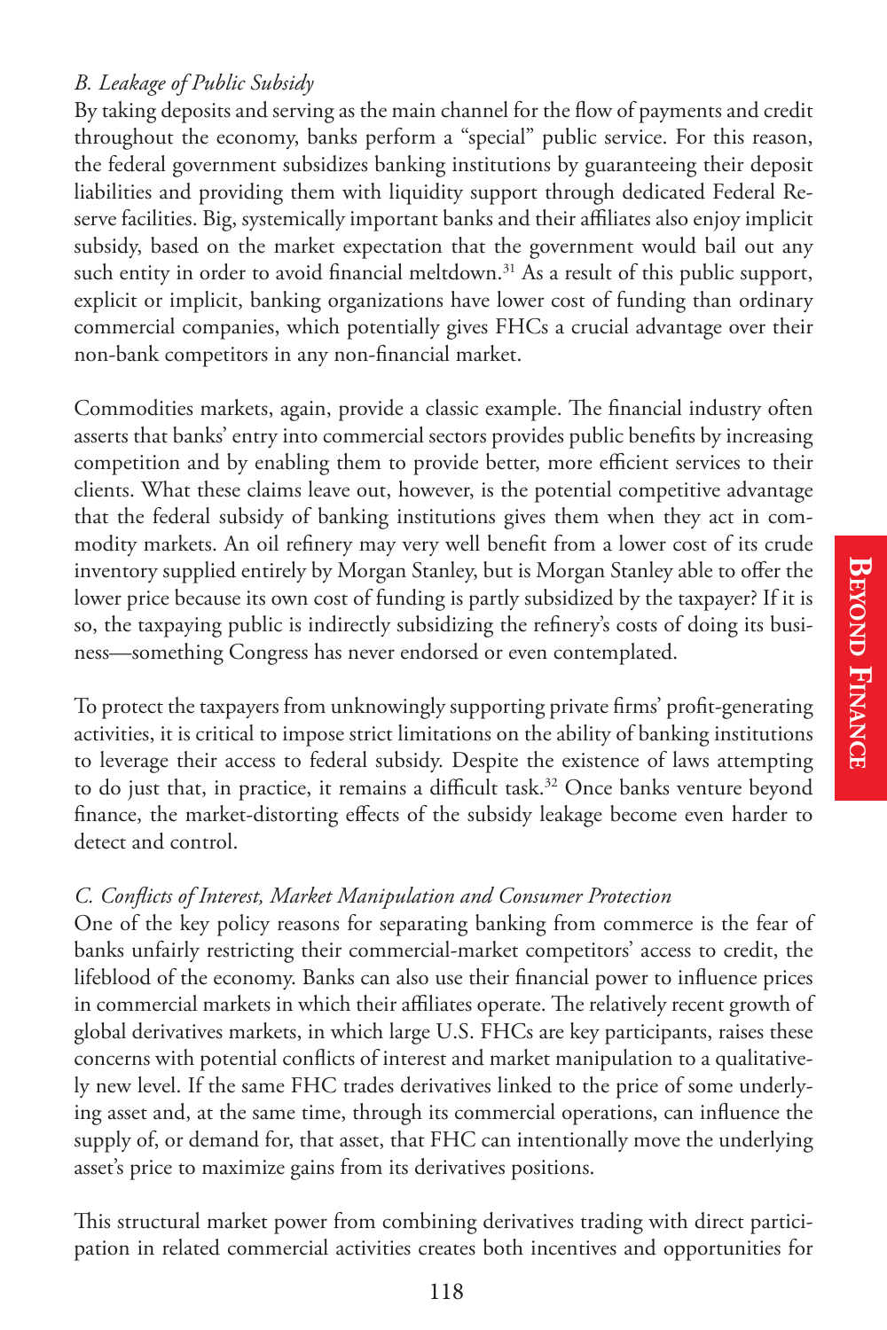### *B. Leakage of Public Subsidy*

By taking deposits and serving as the main channel for the flow of payments and credit throughout the economy, banks perform a "special" public service. For this reason, the federal government subsidizes banking institutions by guaranteeing their deposit liabilities and providing them with liquidity support through dedicated Federal Reserve facilities. Big, systemically important banks and their affiliates also enjoy implicit subsidy, based on the market expectation that the government would bail out any such entity in order to avoid financial meltdown.[31] As a result of this public support, explicit or implicit, banking organizations have lower cost of funding than ordinary commercial companies, which potentially gives FHCs a crucial advantage over their non-bank competitors in any non-financial market.

Commodities markets, again, provide a classic example. The financial industry often asserts that banks' entry into commercial sectors provides public benefits by increasing competition and by enabling them to provide better, more efficient services to their clients. What these claims leave out, however, is the potential competitive advantage that the federal subsidy of banking institutions gives them when they act in commodity markets. An oil refinery may very well benefit from a lower cost of its crude inventory supplied entirely by Morgan Stanley, but is Morgan Stanley able to offer the lower price because its own cost of funding is partly subsidized by the taxpayer? If it is so, the taxpaying public is indirectly subsidizing the refinery's costs of doing its business—something Congress has never endorsed or even contemplated.

To protect the taxpayers from unknowingly supporting private firms' profit-generating activities, it is critical to impose strict limitations on the ability of banking institutions to leverage their access to federal subsidy. Despite the existence of laws attempting to do just that, in practice, it remains a difficult task.[32] Once banks venture beyond finance, the market-distorting effects of the subsidy leakage become even harder to detect and control.

### *C. Conflicts of Interest, Market Manipulation and Consumer Protection*

One of the key policy reasons for separating banking from commerce is the fear of banks unfairly restricting their commercial-market competitors' access to credit, the lifeblood of the economy. Banks can also use their financial power to influence prices in commercial markets in which their affiliates operate. The relatively recent growth of global derivatives markets, in which large U.S. FHCs are key participants, raises these concerns with potential conflicts of interest and market manipulation to a qualitatively new level. If the same FHC trades derivatives linked to the price of some underlying asset and, at the same time, through its commercial operations, can influence the supply of, or demand for, that asset, that FHC can intentionally move the underlying asset's price to maximize gains from its derivatives positions.

This structural market power from combining derivatives trading with direct participation in related commercial activities creates both incentives and opportunities for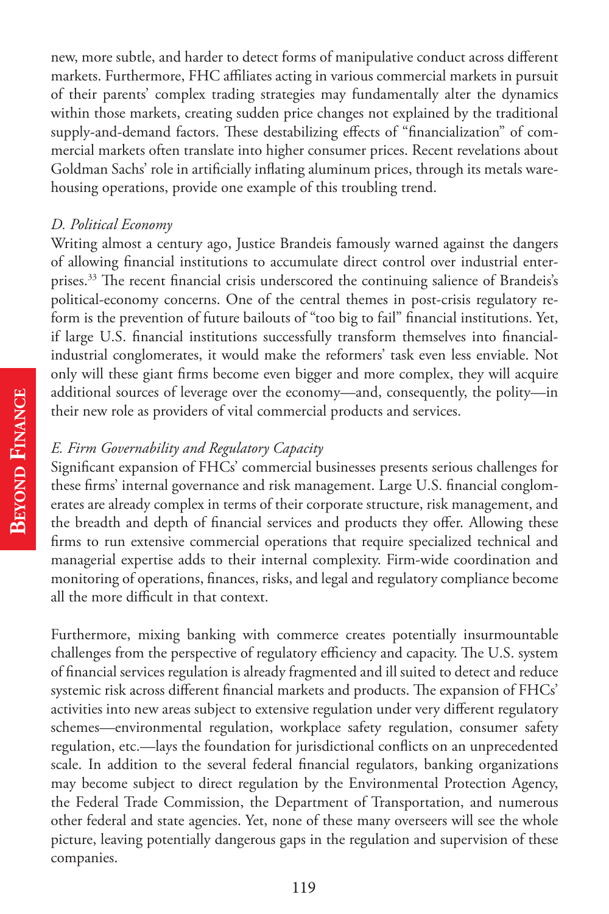new, more subtle, and harder to detect forms of manipulative conduct across different markets. Furthermore, FHC affiliates acting in various commercial markets in pursuit of their parents' complex trading strategies may fundamentally alter the dynamics within those markets, creating sudden price changes not explained by the traditional supply-and-demand factors. These destabilizing effects of "financialization" of commercial markets often translate into higher consumer prices. Recent revelations about Goldman Sachs' role in artificially inflating aluminum prices, through its metals warehousing operations, provide one example of this troubling trend.

### *D. Political Economy*

Writing almost a century ago, Justice Brandeis famously warned against the dangers of allowing financial institutions to accumulate direct control over industrial enterprises.[33] The recent financial crisis underscored the continuing salience of Brandeis's political-economy concerns. One of the central themes in post-crisis regulatory reform is the prevention of future bailouts of "too big to fail" financial institutions. Yet, if large U.S. financial institutions successfully transform themselves into financial-industrial conglomerates, it would make the reformers' task even less enviable. Not only will these giant firms become even bigger and more complex, they will acquire additional sources of leverage over the economy—and, consequently, the polity—in their new role as providers of vital commercial products and services.

### *E. Firm Governability and Regulatory Capacity*

Significant expansion of FHCs' commercial businesses presents serious challenges for these firms' internal governance and risk management. Large U.S. financial conglomerates are already complex in terms of their corporate structure, risk management, and the breadth and depth of financial services and products they offer. Allowing these firms to run extensive commercial operations that require specialized technical and managerial expertise adds to their internal complexity. Firm-wide coordination and monitoring of operations, finances, risks, and legal and regulatory compliance become all the more difficult in that context.

Furthermore, mixing banking with commerce creates potentially insurmountable challenges from the perspective of regulatory efficiency and capacity. The U.S. system of financial services regulation is already fragmented and ill suited to detect and reduce systemic risk across different financial markets and products. The expansion of FHCs' activities into new areas subject to extensive regulation under very different regulatory schemes—environmental regulation, workplace safety regulation, consumer safety regulation, etc.—lays the foundation for jurisdictional conflicts on an unprecedented scale. In addition to the several federal financial regulators, banking organizations may become subject to direct regulation by the Environmental Protection Agency, the Federal Trade Commission, the Department of Transportation, and numerous other federal and state agencies. Yet, none of these many overseers will see the whole picture, leaving potentially dangerous gaps in the regulation and supervision of these companies.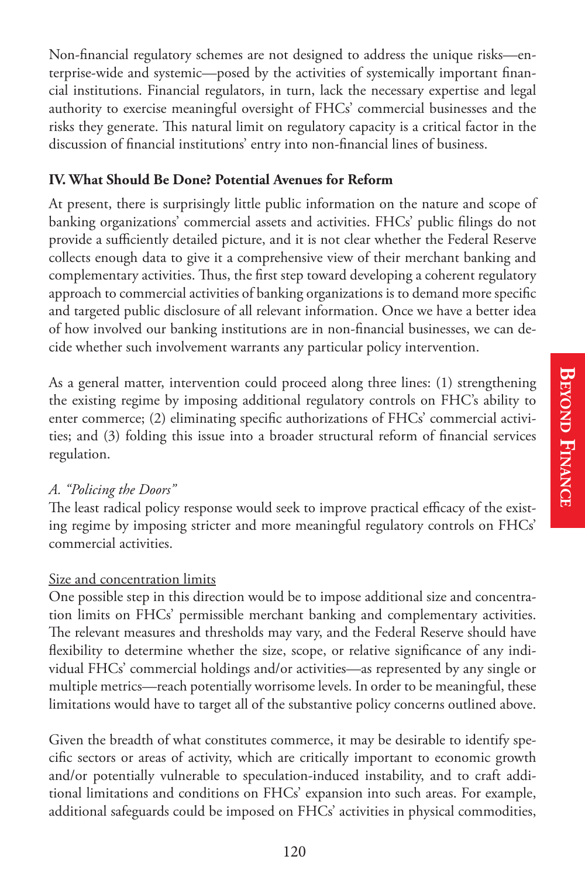Non-financial regulatory schemes are not designed to address the unique risks—enterprise-wide and systemic—posed by the activities of systemically important financial institutions. Financial regulators, in turn, lack the necessary expertise and legal authority to exercise meaningful oversight of FHCs' commercial businesses and the risks they generate. This natural limit on regulatory capacity is a critical factor in the discussion of financial institutions' entry into non-financial lines of business.

## IV. What Should Be Done? Potential Avenues for Reform

At present, there is surprisingly little public information on the nature and scope of banking organizations' commercial assets and activities. FHCs' public filings do not provide a sufficiently detailed picture, and it is not clear whether the Federal Reserve collects enough data to give it a comprehensive view of their merchant banking and complementary activities. Thus, the first step toward developing a coherent regulatory approach to commercial activities of banking organizations is to demand more specific and targeted public disclosure of all relevant information. Once we have a better idea of how involved our banking institutions are in non-financial businesses, we can decide whether such involvement warrants any particular policy intervention.

As a general matter, intervention could proceed along three lines: (1) strengthening the existing regime by imposing additional regulatory controls on FHC's ability to enter commerce; (2) eliminating specific authorizations of FHCs' commercial activities; and (3) folding this issue into a broader structural reform of financial services regulation.

### *A. "Policing the Doors"*

The least radical policy response would seek to improve practical efficacy of the existing regime by imposing stricter and more meaningful regulatory controls on FHCs' commercial activities.

<u>Size and concentration limits</u>

One possible step in this direction would be to impose additional size and concentration limits on FHCs' permissible merchant banking and complementary activities. The relevant measures and thresholds may vary, and the Federal Reserve should have flexibility to determine whether the size, scope, or relative significance of any individual FHCs' commercial holdings and/or activities—as represented by any single or multiple metrics—reach potentially worrisome levels. In order to be meaningful, these limitations would have to target all of the substantive policy concerns outlined above.

Given the breadth of what constitutes commerce, it may be desirable to identify specific sectors or areas of activity, which are critically important to economic growth and/or potentially vulnerable to speculation-induced instability, and to craft additional limitations and conditions on FHCs' expansion into such areas. For example, additional safeguards could be imposed on FHCs' activities in physical commodities,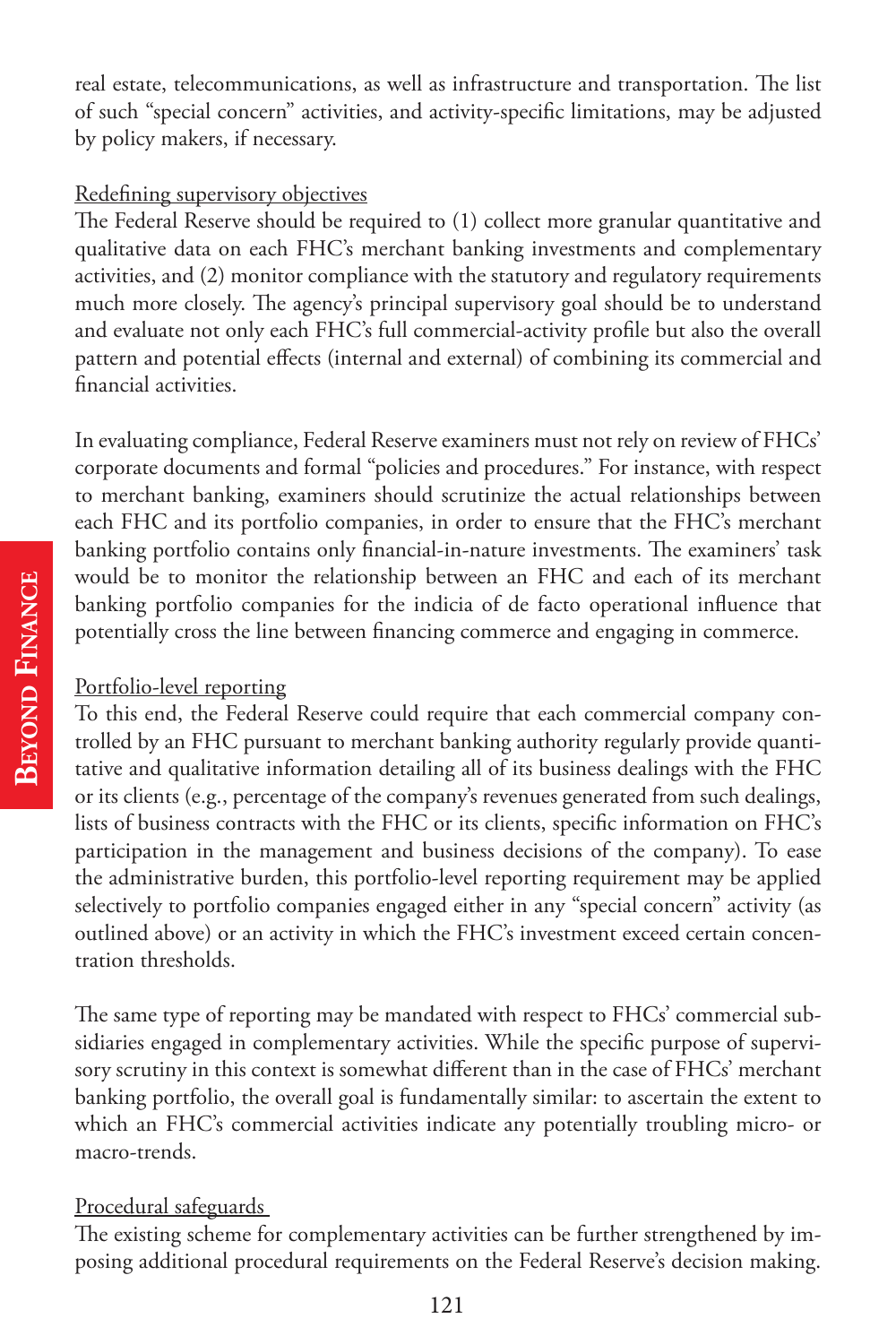real estate, telecommunications, as well as infrastructure and transportation. The list of such "special concern" activities, and activity-specific limitations, may be adjusted by policy makers, if necessary.

Redefining supervisory objectives

The Federal Reserve should be required to (1) collect more granular quantitative and qualitative data on each FHC's merchant banking investments and complementary activities, and (2) monitor compliance with the statutory and regulatory requirements much more closely. The agency's principal supervisory goal should be to understand and evaluate not only each FHC's full commercial-activity profile but also the overall pattern and potential effects (internal and external) of combining its commercial and financial activities.

In evaluating compliance, Federal Reserve examiners must not rely on review of FHCs' corporate documents and formal "policies and procedures." For instance, with respect to merchant banking, examiners should scrutinize the actual relationships between each FHC and its portfolio companies, in order to ensure that the FHC's merchant banking portfolio contains only financial-in-nature investments. The examiners' task would be to monitor the relationship between an FHC and each of its merchant banking portfolio companies for the indicia of de facto operational influence that potentially cross the line between financing commerce and engaging in commerce.

Portfolio-level reporting

To this end, the Federal Reserve could require that each commercial company controlled by an FHC pursuant to merchant banking authority regularly provide quantitative and qualitative information detailing all of its business dealings with the FHC or its clients (e.g., percentage of the company's revenues generated from such dealings, lists of business contracts with the FHC or its clients, specific information on FHC's participation in the management and business decisions of the company). To ease the administrative burden, this portfolio-level reporting requirement may be applied selectively to portfolio companies engaged either in any "special concern" activity (as outlined above) or an activity in which the FHC's investment exceed certain concentration thresholds.

The same type of reporting may be mandated with respect to FHCs' commercial subsidiaries engaged in complementary activities. While the specific purpose of supervisory scrutiny in this context is somewhat different than in the case of FHCs' merchant banking portfolio, the overall goal is fundamentally similar: to ascertain the extent to which an FHC's commercial activities indicate any potentially troubling micro- or macro-trends.

Procedural safeguards

The existing scheme for complementary activities can be further strengthened by imposing additional procedural requirements on the Federal Reserve's decision making.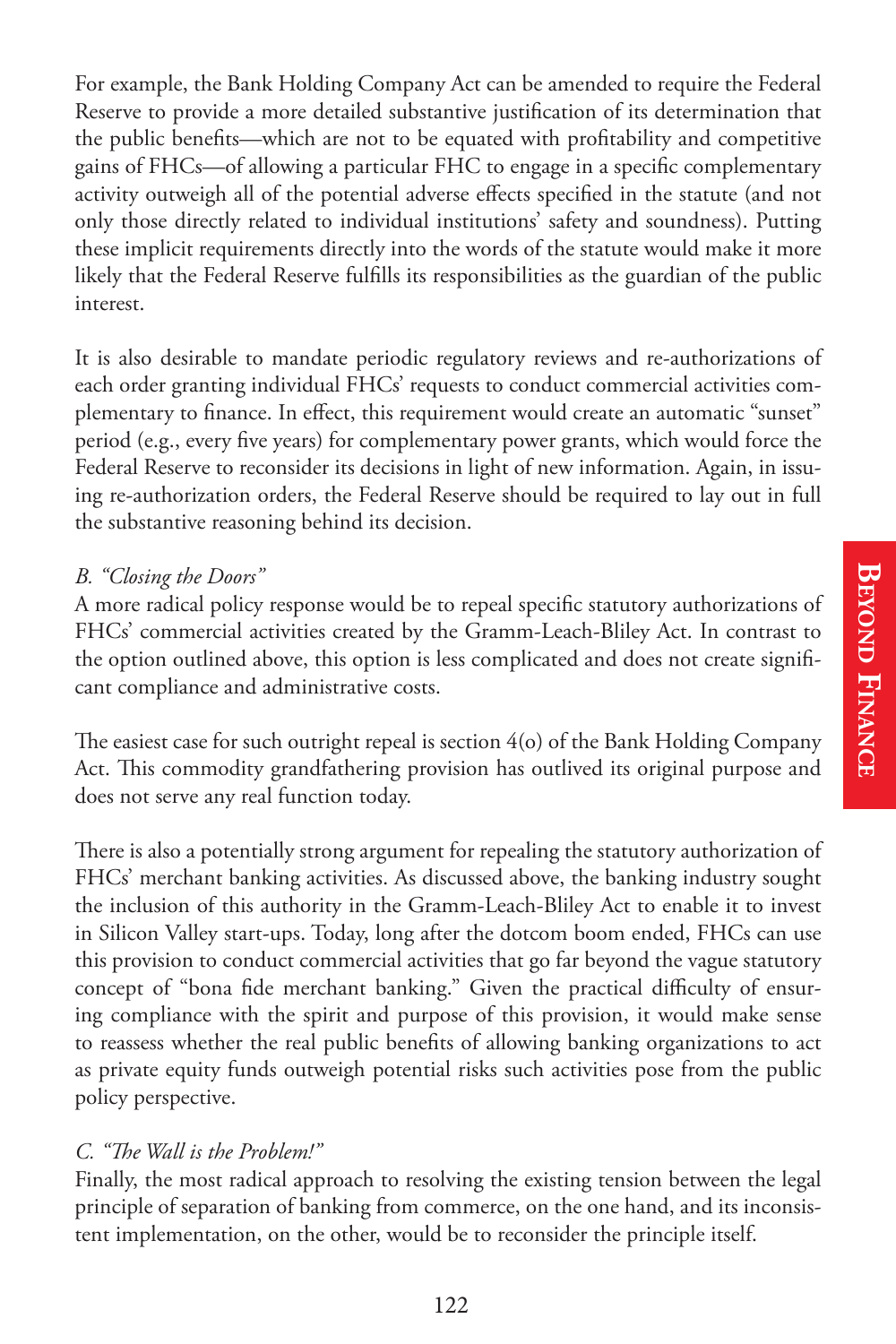For example, the Bank Holding Company Act can be amended to require the Federal Reserve to provide a more detailed substantive justification of its determination that the public benefits—which are not to be equated with profitability and competitive gains of FHCs—of allowing a particular FHC to engage in a specific complementary activity outweigh all of the potential adverse effects specified in the statute (and not only those directly related to individual institutions' safety and soundness). Putting these implicit requirements directly into the words of the statute would make it more likely that the Federal Reserve fulfills its responsibilities as the guardian of the public interest.

It is also desirable to mandate periodic regulatory reviews and re-authorizations of each order granting individual FHCs' requests to conduct commercial activities complementary to finance. In effect, this requirement would create an automatic "sunset" period (e.g., every five years) for complementary power grants, which would force the Federal Reserve to reconsider its decisions in light of new information. Again, in issuing re-authorization orders, the Federal Reserve should be required to lay out in full the substantive reasoning behind its decision.

### *B. "Closing the Doors"*

A more radical policy response would be to repeal specific statutory authorizations of FHCs' commercial activities created by the Gramm-Leach-Bliley Act. In contrast to the option outlined above, this option is less complicated and does not create significant compliance and administrative costs.

The easiest case for such outright repeal is section 4(o) of the Bank Holding Company Act. This commodity grandfathering provision has outlived its original purpose and does not serve any real function today.

There is also a potentially strong argument for repealing the statutory authorization of FHCs' merchant banking activities. As discussed above, the banking industry sought the inclusion of this authority in the Gramm-Leach-Bliley Act to enable it to invest in Silicon Valley start-ups. Today, long after the dotcom boom ended, FHCs can use this provision to conduct commercial activities that go far beyond the vague statutory concept of "bona fide merchant banking." Given the practical difficulty of ensuring compliance with the spirit and purpose of this provision, it would make sense to reassess whether the real public benefits of allowing banking organizations to act as private equity funds outweigh potential risks such activities pose from the public policy perspective.

### *C. "The Wall is the Problem!"*

Finally, the most radical approach to resolving the existing tension between the legal principle of separation of banking from commerce, on the one hand, and its inconsistent implementation, on the other, would be to reconsider the principle itself.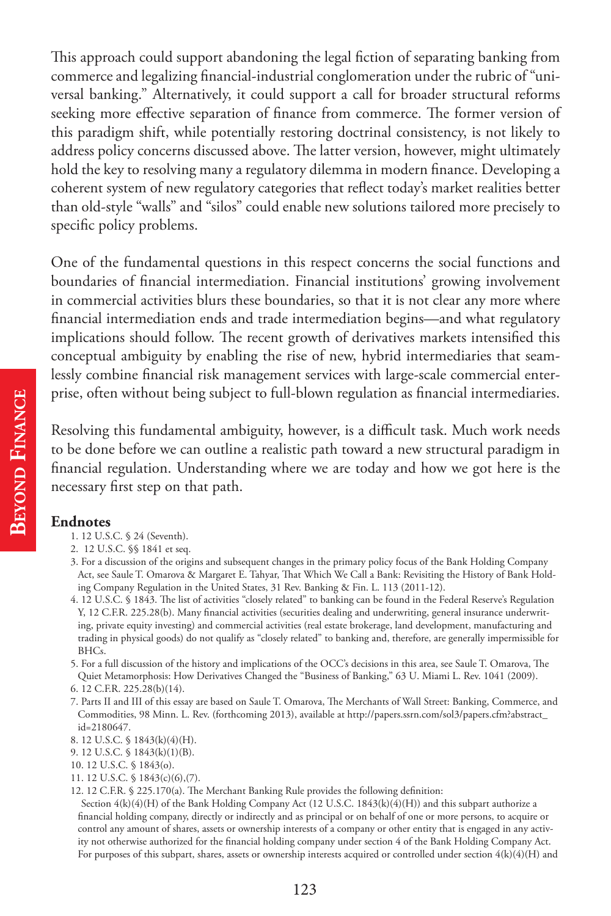This approach could support abandoning the legal fiction of separating banking from commerce and legalizing financial-industrial conglomeration under the rubric of "universal banking." Alternatively, it could support a call for broader structural reforms seeking more effective separation of finance from commerce. The former version of this paradigm shift, while potentially restoring doctrinal consistency, is not likely to address policy concerns discussed above. The latter version, however, might ultimately hold the key to resolving many a regulatory dilemma in modern finance. Developing a coherent system of new regulatory categories that reflect today's market realities better than old-style "walls" and "silos" could enable new solutions tailored more precisely to specific policy problems.

One of the fundamental questions in this respect concerns the social functions and boundaries of financial intermediation. Financial institutions' growing involvement in commercial activities blurs these boundaries, so that it is not clear any more where financial intermediation ends and trade intermediation begins—and what regulatory implications should follow. The recent growth of derivatives markets intensified this conceptual ambiguity by enabling the rise of new, hybrid intermediaries that seamlessly combine financial risk management services with large-scale commercial enterprise, often without being subject to full-blown regulation as financial intermediaries.

Resolving this fundamental ambiguity, however, is a difficult task. Much work needs to be done before we can outline a realistic path toward a new structural paradigm in financial regulation. Understanding where we are today and how we got here is the necessary first step on that path.

## Endnotes

1. 12 U.S.C. § 24 (Seventh).
2. 12 U.S.C. §§ 1841 et seq.
3. For a discussion of the origins and subsequent changes in the primary policy focus of the Bank Holding Company Act, see Saule T. Omarova & Margaret E. Tahyar, That Which We Call a Bank: Revisiting the History of Bank Holding Company Regulation in the United States, 31 Rev. Banking & Fin. L. 113 (2011-12).
4. 12 U.S.C. § 1843. The list of activities "closely related" to banking can be found in the Federal Reserve's Regulation Y, 12 C.F.R. 225.28(b). Many financial activities (securities dealing and underwriting, general insurance underwriting, private equity investing) and commercial activities (real estate brokerage, land development, manufacturing and trading in physical goods) do not qualify as "closely related" to banking and, therefore, are generally impermissible for BHCs.
5. For a full discussion of the history and implications of the OCC's decisions in this area, see Saule T. Omarova, The Quiet Metamorphosis: How Derivatives Changed the "Business of Banking," 63 U. Miami L. Rev. 1041 (2009).
6. 12 C.F.R. 225.28(b)(14).
7. Parts II and III of this essay are based on Saule T. Omarova, The Merchants of Wall Street: Banking, Commerce, and Commodities, 98 Minn. L. Rev. (forthcoming 2013), available at http://papers.ssrn.com/sol3/papers.cfm?abstract_id=2180647.
8. 12 U.S.C. § 1843(k)(4)(H).
9. 12 U.S.C. § 1843(k)(1)(B).
10. 12 U.S.C. § 1843(o).
11. 12 U.S.C. § 1843(c)(6),(7).
12. 12 C.F.R. § 225.170(a). The Merchant Banking Rule provides the following definition:
  Section 4(k)(4)(H) of the Bank Holding Company Act (12 U.S.C. 1843(k)(4)(H)) and this subpart authorize a financial holding company, directly or indirectly and as principal or on behalf of one or more persons, to acquire or control any amount of shares, assets or ownership interests of a company or other entity that is engaged in any activity not otherwise authorized for the financial holding company under section 4 of the Bank Holding Company Act. For purposes of this subpart, shares, assets or ownership interests acquired or controlled under section 4(k)(4)(H) and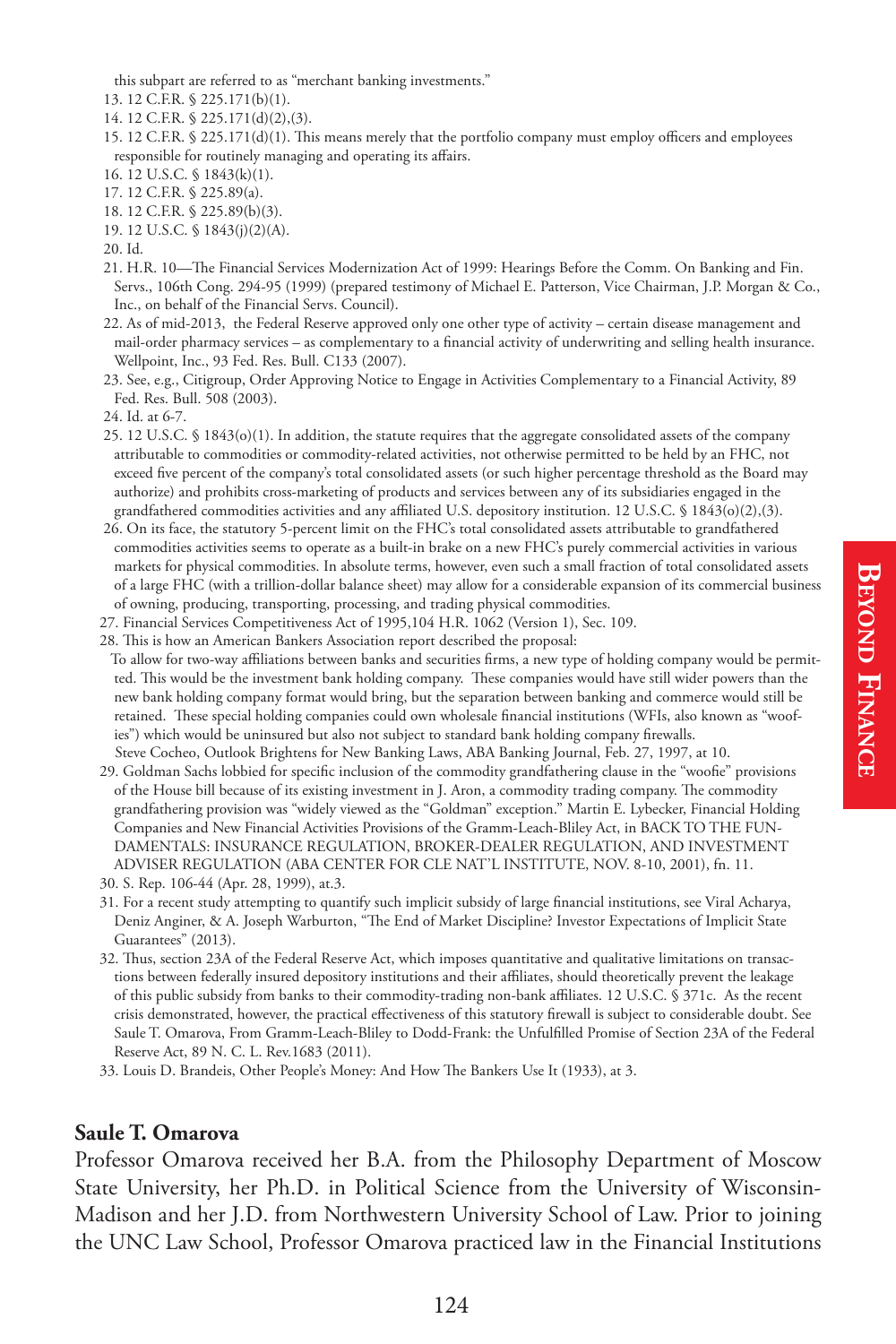this subpart are referred to as "merchant banking investments."

13. 12 C.F.R. § 225.171(b)(1).
14. 12 C.F.R. § 225.171(d)(2),(3).
15. 12 C.F.R. § 225.171(d)(1). This means merely that the portfolio company must employ officers and employees responsible for routinely managing and operating its affairs.
16. 12 U.S.C. § 1843(k)(1).
17. 12 C.F.R. § 225.89(a).
18. 12 C.F.R. § 225.89(b)(3).
19. 12 U.S.C. § 1843(j)(2)(A).
20. Id.
21. H.R. 10—The Financial Services Modernization Act of 1999: Hearings Before the Comm. On Banking and Fin. Servs., 106th Cong. 294-95 (1999) (prepared testimony of Michael E. Patterson, Vice Chairman, J.P. Morgan & Co., Inc., on behalf of the Financial Servs. Council).
22. As of mid-2013, the Federal Reserve approved only one other type of activity – certain disease management and mail-order pharmacy services – as complementary to a financial activity of underwriting and selling health insurance. Wellpoint, Inc., 93 Fed. Res. Bull. C133 (2007).
23. See, e.g., Citigroup, Order Approving Notice to Engage in Activities Complementary to a Financial Activity, 89 Fed. Res. Bull. 508 (2003).
24. Id. at 6-7.
25. 12 U.S.C. § 1843(o)(1). In addition, the statute requires that the aggregate consolidated assets of the company attributable to commodities or commodity-related activities, not otherwise permitted to be held by an FHC, not exceed five percent of the company's total consolidated assets (or such higher percentage threshold as the Board may authorize) and prohibits cross-marketing of products and services between any of its subsidiaries engaged in the grandfathered commodities activities and any affiliated U.S. depository institution. 12 U.S.C. § 1843(o)(2),(3).
26. On its face, the statutory 5-percent limit on the FHC's total consolidated assets attributable to grandfathered commodities activities seems to operate as a built-in brake on a new FHC's purely commercial activities in various markets for physical commodities. In absolute terms, however, even such a small fraction of total consolidated assets of a large FHC (with a trillion-dollar balance sheet) may allow for a considerable expansion of its commercial business of owning, producing, transporting, processing, and trading physical commodities.
27. Financial Services Competitiveness Act of 1995,104 H.R. 1062 (Version 1), Sec. 109.
28. This is how an American Bankers Association report described the proposal:

    To allow for two-way affiliations between banks and securities firms, a new type of holding company would be permitted. This would be the investment bank holding company. These companies would have still wider powers than the new bank holding company format would bring, but the separation between banking and commerce would still be retained. These special holding companies could own wholesale financial institutions (WFIs, also known as "woofies") which would be uninsured but also not subject to standard bank holding company firewalls.

    Steve Cocheo, Outlook Brightens for New Banking Laws, ABA Banking Journal, Feb. 27, 1997, at 10.
29. Goldman Sachs lobbied for specific inclusion of the commodity grandfathering clause in the "woofie" provisions of the House bill because of its existing investment in J. Aron, a commodity trading company. The commodity grandfathering provision was "widely viewed as the "Goldman" exception." Martin E. Lybecker, Financial Holding Companies and New Financial Activities Provisions of the Gramm-Leach-Bliley Act, in BACK TO THE FUNDAMENTALS: INSURANCE REGULATION, BROKER-DEALER REGULATION, AND INVESTMENT ADVISER REGULATION (ABA CENTER FOR CLE NAT'L INSTITUTE, NOV. 8-10, 2001), fn. 11.
30. S. Rep. 106-44 (Apr. 28, 1999), at.3.
31. For a recent study attempting to quantify such implicit subsidy of large financial institutions, see Viral Acharya, Deniz Anginer, & A. Joseph Warburton, "The End of Market Discipline? Investor Expectations of Implicit State Guarantees" (2013).
32. Thus, section 23A of the Federal Reserve Act, which imposes quantitative and qualitative limitations on transactions between federally insured depository institutions and their affiliates, should theoretically prevent the leakage of this public subsidy from banks to their commodity-trading non-bank affiliates. 12 U.S.C. § 371c. As the recent crisis demonstrated, however, the practical effectiveness of this statutory firewall is subject to considerable doubt. See Saule T. Omarova, From Gramm-Leach-Bliley to Dodd-Frank: the Unfulfilled Promise of Section 23A of the Federal Reserve Act, 89 N. C. L. Rev.1683 (2011).
33. Louis D. Brandeis, Other People's Money: And How The Bankers Use It (1933), at 3.

## Saule T. Omarova

Professor Omarova received her B.A. from the Philosophy Department of Moscow State University, her Ph.D. in Political Science from the University of Wisconsin-Madison and her J.D. from Northwestern University School of Law. Prior to joining the UNC Law School, Professor Omarova practiced law in the Financial Institutions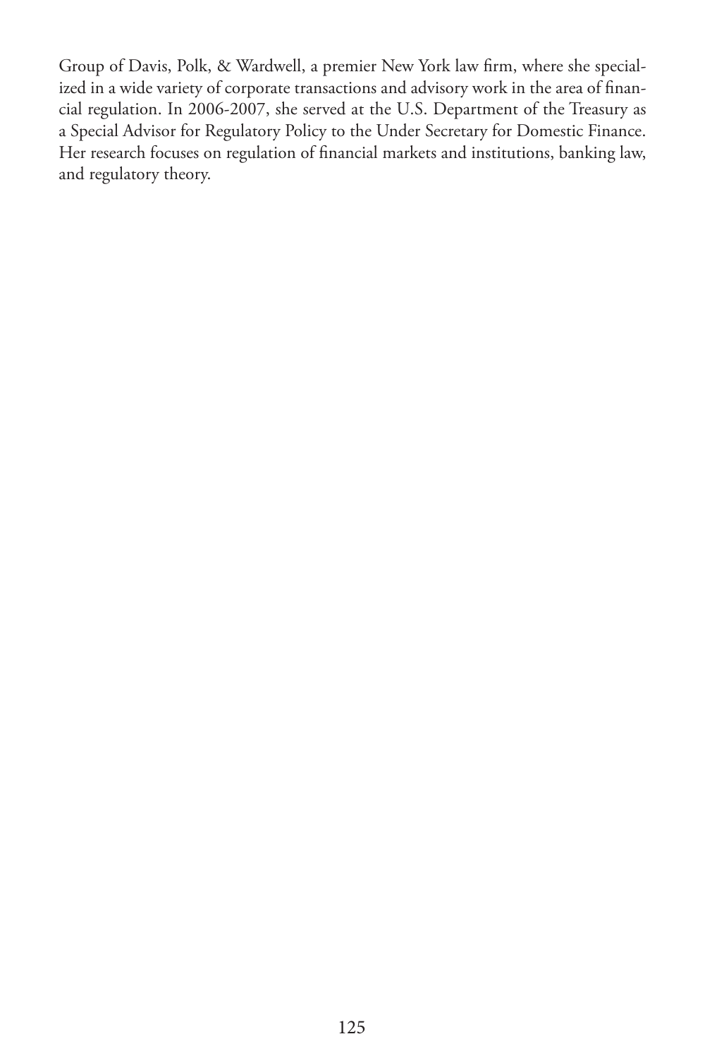Group of Davis, Polk, & Wardwell, a premier New York law firm, where she specialized in a wide variety of corporate transactions and advisory work in the area of financial regulation. In 2006-2007, she served at the U.S. Department of the Treasury as a Special Advisor for Regulatory Policy to the Under Secretary for Domestic Finance. Her research focuses on regulation of financial markets and institutions, banking law, and regulatory theory.